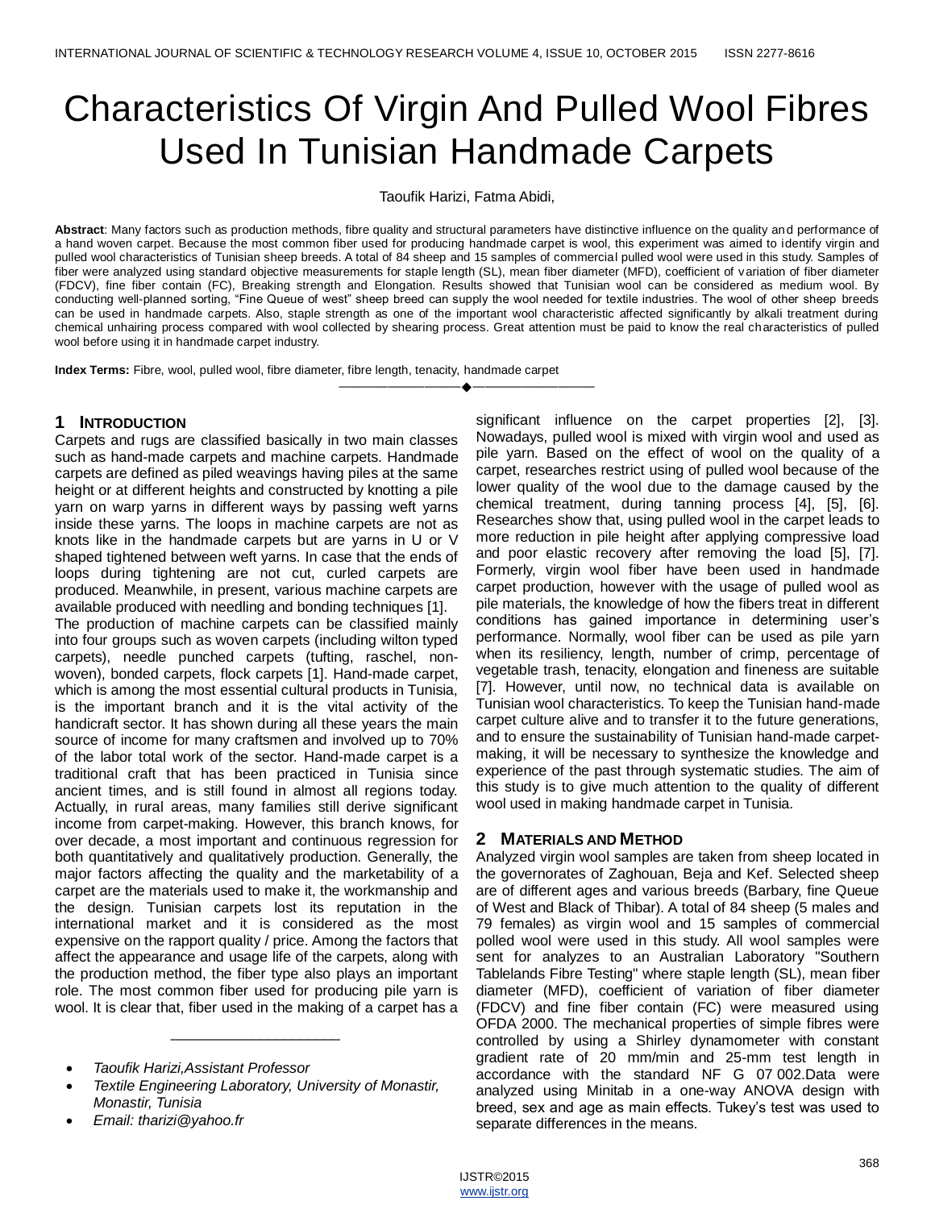# Characteristics Of Virgin And Pulled Wool Fibres Used In Tunisian Handmade Carpets

Taoufik Harizi, Fatma Abidi,

**Abstract**: Many factors such as production methods, fibre quality and structural parameters have distinctive influence on the quality and performance of a hand woven carpet. Because the most common fiber used for producing handmade carpet is wool, this experiment was aimed to identify virgin and pulled wool characteristics of Tunisian sheep breeds. A total of 84 sheep and 15 samples of commercial pulled wool were used in this study. Samples of fiber were analyzed using standard objective measurements for staple length (SL), mean fiber diameter (MFD), coefficient of variation of fiber diameter (FDCV), fine fiber contain (FC), Breaking strength and Elongation. Results showed that Tunisian wool can be considered as medium wool. By conducting well-planned sorting, "Fine Queue of west" sheep breed can supply the wool needed for textile industries. The wool of other sheep breeds can be used in handmade carpets. Also, staple strength as one of the important wool characteristic affected significantly by alkali treatment during chemical unhairing process compared with wool collected by shearing process. Great attention must be paid to know the real characteristics of pulled wool before using it in handmade carpet industry.

**Index Terms:** Fibre, wool, pulled wool, fibre diameter, fibre length, tenacity, handmade carpet

## 1 INTRODUCTION

Carpets and rugs are classified basically in two main classes such as hand-made carpets and machine carpets. Handmade carpets are defined as piled weavings having piles at the same height or at different heights and constructed by knotting a pile yarn on warp yarns in different ways by passing weft yarns inside these yarns. The loops in machine carpets are not as knots like in the handmade carpets but are yarns in U or V shaped tightened between weft yarns. In case that the ends of loops during tightening are not cut, curled carpets are produced. Meanwhile, in present, various machine carpets are available produced with needling and bonding techniques [1].

The production of machine carpets can be classified mainly into four groups such as woven carpets (including wilton typed carpets), needle punched carpets (tufting, raschel, non-woven), bonded carpets, flock carpets [1]. Hand-made carpet, which is among the most essential cultural products in Tunisia, is the important branch and it is the vital activity of the handicraft sector. It has shown during all these years the main source of income for many craftsmen and involved up to 70% of the labor total work of the sector. Hand-made carpet is a traditional craft that has been practiced in Tunisia since ancient times, and is still found in almost all regions today. Actually, in rural areas, many families still derive significant income from carpet-making. However, this branch knows, for over decade, a most important and continuous regression for both quantitatively and qualitatively production. Generally, the major factors affecting the quality and the marketability of a carpet are the materials used to make it, the workmanship and the design. Tunisian carpets lost its reputation in the international market and it is considered as the most expensive on the rapport quality / price. Among the factors that affect the appearance and usage life of the carpets, along with the production method, the fiber type also plays an important role. The most common fiber used for producing pile yarn is wool. It is clear that, fiber used in the making of a carpet has a significant influence on the carpet properties [2], [3]. Nowadays, pulled wool is mixed with virgin wool and used as pile yarn. Based on the effect of wool on the quality of a carpet, researches restrict using of pulled wool because of the lower quality of the wool due to the damage caused by the chemical treatment, during tanning process [4], [5], [6]. Researches show that, using pulled wool in the carpet leads to more reduction in pile height after applying compressive load and poor elastic recovery after removing the load [5], [7]. Formerly, virgin wool fiber have been used in handmade carpet production, however with the usage of pulled wool as pile materials, the knowledge of how the fibers treat in different conditions has gained importance in determining user's performance. Normally, wool fiber can be used as pile yarn when its resiliency, length, number of crimp, percentage of vegetable trash, tenacity, elongation and fineness are suitable [7]. However, until now, no technical data is available on Tunisian wool characteristics. To keep the Tunisian hand-made carpet culture alive and to transfer it to the future generations, and to ensure the sustainability of Tunisian hand-made carpet-making, it will be necessary to synthesize the knowledge and experience of the past through systematic studies. The aim of this study is to give much attention to the quality of different wool used in making handmade carpet in Tunisia.

## 2 MATERIALS AND METHOD

Analyzed virgin wool samples are taken from sheep located in the governorates of Zaghouan, Beja and Kef. Selected sheep are of different ages and various breeds (Barbary, fine Queue of West and Black of Thibar). A total of 84 sheep (5 males and 79 females) as virgin wool and 15 samples of commercial polled wool were used in this study. All wool samples were sent for analyzes to an Australian Laboratory "Southern Tablelands Fibre Testing" where staple length (SL), mean fiber diameter (MFD), coefficient of variation of fiber diameter (FDCV) and fine fiber contain (FC) were measured using OFDA 2000. The mechanical properties of simple fibres were controlled by using a Shirley dynamometer with constant gradient rate of 20 mm/min and 25-mm test length in accordance with the standard NF G 07 002.Data were analyzed using Minitab in a one-way ANOVA design with breed, sex and age as main effects. Tukey's test was used to separate differences in the means.

---

- *Taoufik Harizi,Assistant Professor*
- *Textile Engineering Laboratory, University of Monastir, Monastir, Tunisia*
- *Email: tharizi@yahoo.fr*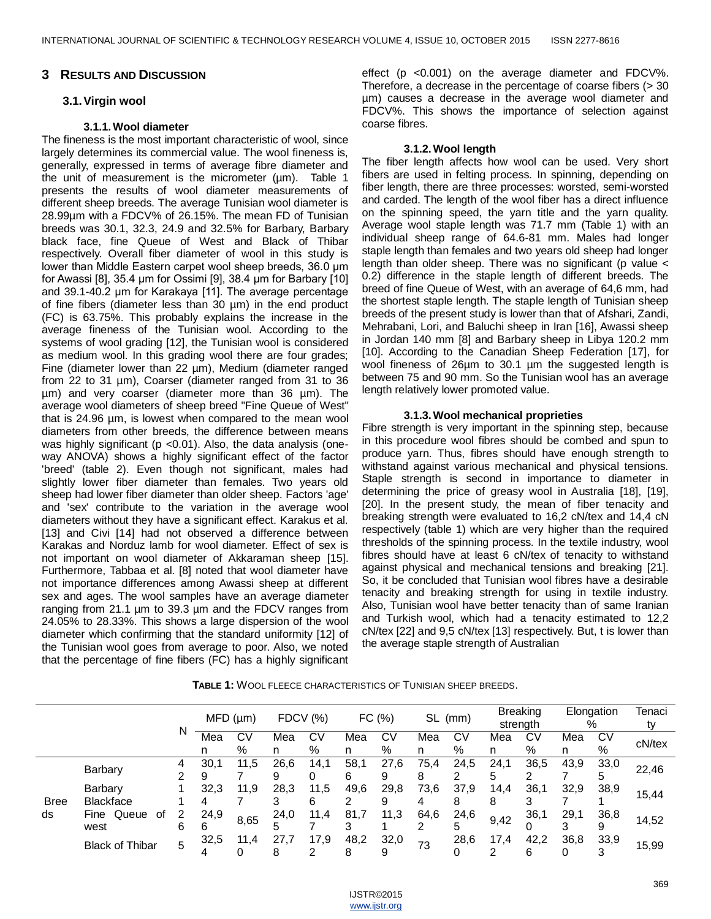## 3 Results and Discussion

### 3.1. Virgin wool

#### 3.1.1. Wool diameter

The fineness is the most important characteristic of wool, since largely determines its commercial value. The wool fineness is, generally, expressed in terms of average fibre diameter and the unit of measurement is the micrometer (µm). Table 1 presents the results of wool diameter measurements of different sheep breeds. The average Tunisian wool diameter is 28.99µm with a FDCV% of 26.15%. The mean FD of Tunisian breeds was 30.1, 32.3, 24.9 and 32.5% for Barbary, Barbary black face, fine Queue of West and Black of Thibar respectively. Overall fiber diameter of wool in this study is lower than Middle Eastern carpet wool sheep breeds, 36.0 µm for Awassi [8], 35.4 µm for Ossimi [9], 38.4 µm for Barbary [10] and 39.1-40.2 µm for Karakaya [11]. The average percentage of fine fibers (diameter less than 30 µm) in the end product (FC) is 63.75%. This probably explains the increase in the average fineness of the Tunisian wool. According to the systems of wool grading [12], the Tunisian wool is considered as medium wool. In this grading wool there are four grades; Fine (diameter lower than 22 µm), Medium (diameter ranged from 22 to 31 µm), Coarser (diameter ranged from 31 to 36 µm) and very coarser (diameter more than 36 µm). The average wool diameters of sheep breed "Fine Queue of West" that is 24.96 µm, is lowest when compared to the mean wool diameters from other breeds, the difference between means was highly significant ($p < 0.01$). Also, the data analysis (one-way ANOVA) shows a highly significant effect of the factor 'breed' (table 2). Even though not significant, males had slightly lower fiber diameter than females. Two years old sheep had lower fiber diameter than older sheep. Factors 'age' and 'sex' contribute to the variation in the average wool diameters without they have a significant effect. Karakus et al. [13] and Civi [14] had not observed a difference between Karakas and Norduz lamb for wool diameter. Effect of sex is not important on wool diameter of Akkaraman sheep [15]. Furthermore, Tabbaa et al. [8] noted that wool diameter have not importance differences among Awassi sheep at different sex and ages. The wool samples have an average diameter ranging from 21.1 µm to 39.3 µm and the FDCV ranges from 24.05% to 28.33%. This shows a large dispersion of the wool diameter which confirming that the standard uniformity [12] of the Tunisian wool goes from average to poor. Also, we noted that the percentage of fine fibers (FC) has a highly significant effect ($p < 0.001$) on the average diameter and FDCV%. Therefore, a decrease in the percentage of coarse fibers (> 30 µm) causes a decrease in the average wool diameter and FDCV%. This shows the importance of selection against coarse fibres.

#### 3.1.2. Wool length

The fiber length affects how wool can be used. Very short fibers are used in felting process. In spinning, depending on fiber length, there are three processes: worsted, semi-worsted and carded. The length of the wool fiber has a direct influence on the spinning speed, the yarn title and the yarn quality. Average wool staple length was 71.7 mm (Table 1) with an individual sheep range of 64.6-81 mm. Males had longer staple length than females and two years old sheep had longer length than older sheep. There was no significant (p value < 0.2) difference in the staple length of different breeds. The breed of fine Queue of West, with an average of 64,6 mm, had the shortest staple length. The staple length of Tunisian sheep breeds of the present study is lower than that of Afshari, Zandi, Mehrabani, Lori, and Baluchi sheep in Iran [16], Awassi sheep in Jordan 140 mm [8] and Barbary sheep in Libya 120.2 mm [10]. According to the Canadian Sheep Federation [17], for wool fineness of 26µm to 30.1 µm the suggested length is between 75 and 90 mm. So the Tunisian wool has an average length relatively lower promoted value.

#### 3.1.3. Wool mechanical proprieties

Fibre strength is very important in the spinning step, because in this procedure wool fibres should be combed and spun to produce yarn. Thus, fibres should have enough strength to withstand against various mechanical and physical tensions. Staple strength is second in importance to diameter in determining the price of greasy wool in Australia [18], [19], [20]. In the present study, the mean of fiber tenacity and breaking strength were evaluated to 16,2 cN/tex and 14,4 cN respectively (table 1) which are very higher than the required thresholds of the spinning process. In the textile industry, wool fibres should have at least 6 cN/tex of tenacity to withstand against physical and mechanical tensions and breaking [21]. So, it be concluded that Tunisian wool fibres have a desirable tenacity and breaking strength for using in textile industry. Also, Tunisian wool have better tenacity than of same Iranian and Turkish wool, which had a tenacity estimated to 12,2 cN/tex [22] and 9,5 cN/tex [13] respectively. But, t is lower than the average staple strength of Australian

**Table 1:** Wool fleece characteristics of Tunisian sheep breeds.

| | | N | MFD (µm) | | FDCV (%) | | FC (%) | | SL (mm) | | Breaking strength | | Elongation % | | Tenacity |
|---|---|---|---|---|---|---|---|---|---|---|---|---|---|---|---|
| | | | Mean | CV % | Mean | CV % | Mean | CV % | Mean | CV % | Mean | CV % | Mean | CV % | cN/tex |
| Breeds | Barbary | 42 | 30,19 | 11,57 | 26,69 | 14,10 | 58,16 | 27,69 | 75,48 | 24,52 | 24,15 | 36,52 | 43,97 | 33,05 | 22,46 |
| | Barbary Blackface | 11 | 32,34 | 11,97 | 28,33 | 11,56 | 49,62 | 29,89 | 73,64 | 37,98 | 14,48 | 36,13 | 32,97 | 38,91 | 15,44 |
| | Fine Queue of west | 26 | 24,96 | 8,65 | 24,05 | 11,47 | 81,73 | 11,31 | 64,62 | 24,65 | 9,42 | 36,10 | 29,13 | 36,89 | 14,52 |
| | Black of Thibar | 5 | 32,54 | 11,40 | 27,78 | 17,92 | 48,28 | 32,09 | 73 | 28,60 | 17,42 | 42,26 | 36,80 | 33,93 | 15,99 |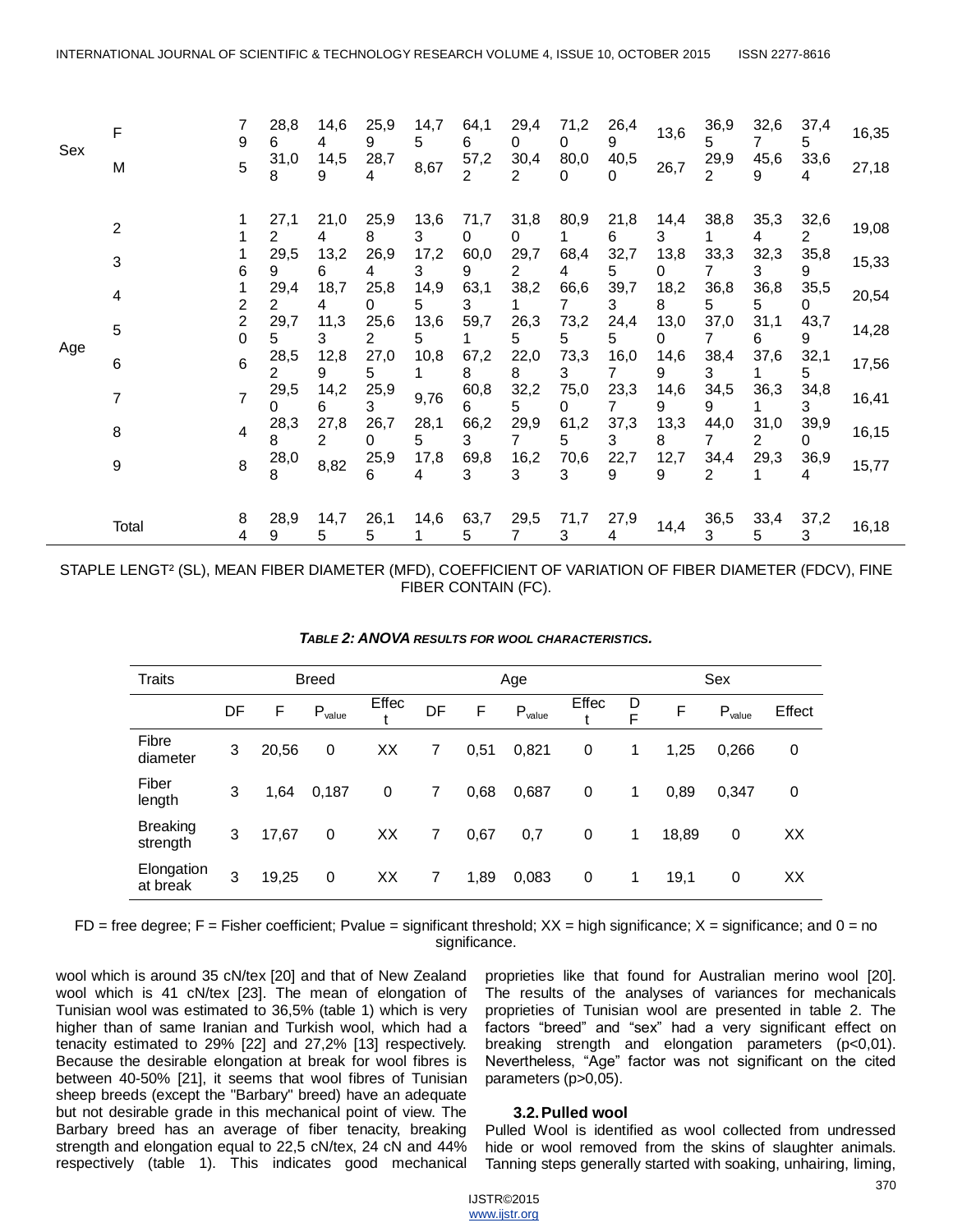| | | | | | | | | | | | | | | | |
|---|---|---|---|---|---|---|---|---|---|---|---|---|---|---|---|
| Sex | F | 79 | 28,86 | 14,64 | 25,99 | 14,75 | 64,16 | 29,40 | 71,20 | 26,49 | 13,6 | 36,95 | 32,67 | 37,45 | 16,35 |
| | M | 5 | 31,08 | 14,59 | 28,74 | 8,67 | 57,22 | 30,42 | 80,00 | 40,50 | 26,7 | 29,92 | 45,69 | 33,64 | 27,18 |
| Age | 2 | 11 | 27,12 | 21,04 | 25,98 | 13,63 | 71,70 | 31,80 | 80,91 | 21,86 | 14,43 | 38,81 | 35,34 | 32,62 | 19,08 |
| | 3 | 16 | 29,59 | 13,26 | 26,94 | 17,23 | 60,09 | 29,72 | 68,44 | 32,75 | 13,80 | 33,37 | 32,33 | 35,89 | 15,33 |
| | 4 | 12 | 29,42 | 18,74 | 25,80 | 14,95 | 63,13 | 38,21 | 66,67 | 39,73 | 18,28 | 36,85 | 36,85 | 35,50 | 20,54 |
| | 5 | 20 | 29,75 | 11,33 | 25,62 | 13,65 | 59,71 | 26,35 | 73,25 | 24,45 | 13,00 | 37,07 | 31,16 | 43,79 | 14,28 |
| | 6 | 6 | 28,52 | 12,89 | 27,05 | 10,81 | 67,28 | 22,08 | 73,33 | 16,07 | 14,69 | 38,43 | 37,61 | 32,15 | 17,56 |
| | 7 | 7 | 29,50 | 14,26 | 25,93 | 9,76 | 60,86 | 32,25 | 75,00 | 23,37 | 14,69 | 34,59 | 36,31 | 34,83 | 16,41 |
| | 8 | 4 | 28,38 | 27,82 | 26,70 | 28,15 | 66,23 | 29,97 | 61,25 | 37,33 | 13,38 | 44,07 | 31,02 | 39,90 | 16,15 |
| | 9 | 8 | 28,08 | 8,82 | 25,96 | 17,84 | 69,83 | 16,23 | 70,63 | 22,79 | 12,79 | 34,42 | 29,31 | 36,94 | 15,77 |
| | Total | 84 | 28,99 | 14,75 | 26,15 | 14,61 | 63,75 | 29,57 | 71,73 | 27,94 | 14,4 | 36,53 | 33,45 | 37,23 | 16,18 |

STAPLE LENGT² (SL), MEAN FIBER DIAMETER (MFD), COEFFICIENT OF VARIATION OF FIBER DIAMETER (FDCV), FINE FIBER CONTAIN (FC).

***TABLE 2: ANOVA RESULTS FOR WOOL CHARACTERISTICS.***

| Traits | Breed | | | | Age | | | | Sex | | | |
|---|---|---|---|---|---|---|---|---|---|---|---|---|
| | DF | F | $P_{value}$ | Effect | DF | F | $P_{value}$ | Effect | DF | F | $P_{value}$ | Effect |
| Fibre diameter | 3 | 20,56 | 0 | XX | 7 | 0,51 | 0,821 | 0 | 1 | 1,25 | 0,266 | 0 |
| Fiber length | 3 | 1,64 | 0,187 | 0 | 7 | 0,68 | 0,687 | 0 | 1 | 0,89 | 0,347 | 0 |
| Breaking strength | 3 | 17,67 | 0 | XX | 7 | 0,67 | 0,7 | 0 | 1 | 18,89 | 0 | XX |
| Elongation at break | 3 | 19,25 | 0 | XX | 7 | 1,89 | 0,083 | 0 | 1 | 19,1 | 0 | XX |

FD = free degree; F = Fisher coefficient; Pvalue = significant threshold; XX = high significance; X = significance; and 0 = no significance.

wool which is around 35 cN/tex [20] and that of New Zealand wool which is 41 cN/tex [23]. The mean of elongation of Tunisian wool was estimated to 36,5% (table 1) which is very higher than of same Iranian and Turkish wool, which had a tenacity estimated to 29% [22] and 27,2% [13] respectively. Because the desirable elongation at break for wool fibres is between 40-50% [21], it seems that wool fibres of Tunisian sheep breeds (except the "Barbary" breed) have an adequate but not desirable grade in this mechanical point of view. The Barbary breed has an average of fiber tenacity, breaking strength and elongation equal to 22,5 cN/tex, 24 cN and 44% respectively (table 1). This indicates good mechanical proprieties like that found for Australian merino wool [20]. The results of the analyses of variances for mechanicals proprieties of Tunisian wool are presented in table 2. The factors "breed" and "sex" had a very significant effect on breaking strength and elongation parameters ($p<0,01$). Nevertheless, "Age" factor was not significant on the cited parameters ($p>0,05$).

### 3.2. Pulled wool

Pulled Wool is identified as wool collected from undressed hide or wool removed from the skins of slaughter animals. Tanning steps generally started with soaking, unhairing, liming,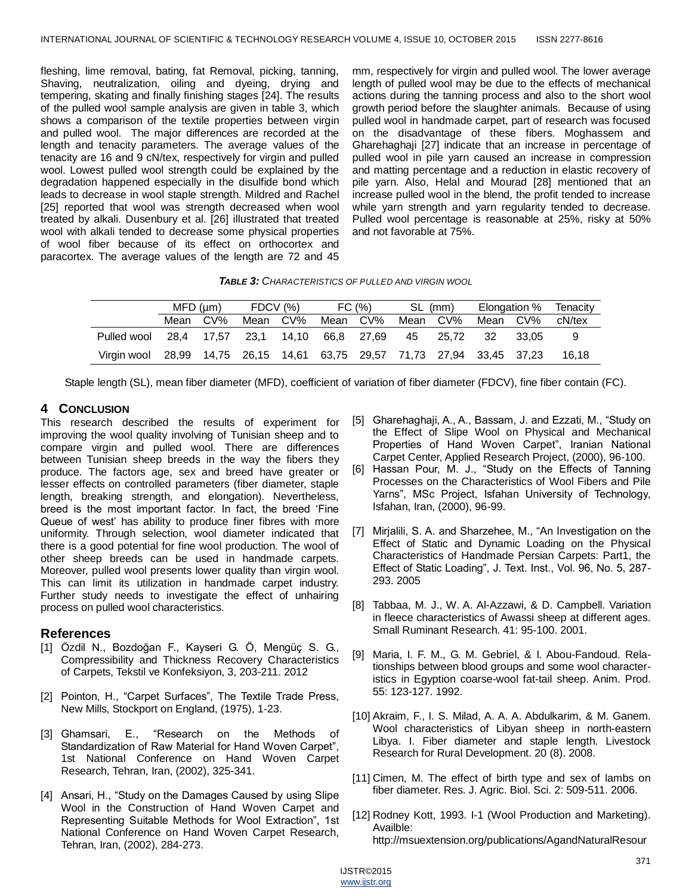fleshing, lime removal, bating, fat Removal, picking, tanning, Shaving, neutralization, oiling and dyeing, drying and tempering, skating and finally finishing stages [24]. The results of the pulled wool sample analysis are given in table 3, which shows a comparison of the textile properties between virgin and pulled wool. The major differences are recorded at the length and tenacity parameters. The average values of the tenacity are 16 and 9 cN/tex, respectively for virgin and pulled wool. Lowest pulled wool strength could be explained by the degradation happened especially in the disulfide bond which leads to decrease in wool staple strength. Mildred and Rachel [25] reported that wool was strength decreased when wool treated by alkali. Dusenbury et al. [26] illustrated that treated wool with alkali tended to decrease some physical properties of wool fiber because of its effect on orthocortex and paracortex. The average values of the length are 72 and 45 mm, respectively for virgin and pulled wool. The lower average length of pulled wool may be due to the effects of mechanical actions during the tanning process and also to the short wool growth period before the slaughter animals. Because of using pulled wool in handmade carpet, part of research was focused on the disadvantage of these fibers. Moghassem and Gharehaghaji [27] indicate that an increase in percentage of pulled wool in pile yarn caused an increase in compression and matting percentage and a reduction in elastic recovery of pile yarn. Also, Helal and Mourad [28] mentioned that an increase pulled wool in the blend, the profit tended to increase while yarn strength and yarn regularity tended to decrease. Pulled wool percentage is reasonable at 25%, risky at 50% and not favorable at 75%.

***TABLE 3:*** *CHARACTERISTICS OF PULLED AND VIRGIN WOOL*

| | MFD (µm) | | FDCV (%) | | FC (%) | | SL (mm) | | Elongation % | | Tenacity |
|---|---|---|---|---|---|---|---|---|---|---|---|
| | Mean | CV% | Mean | CV% | Mean | CV% | Mean | CV% | Mean | CV% | cN/tex |
| Pulled wool | 28,4 | 17,57 | 23,1 | 14,10 | 66,8 | 27,69 | 45 | 25,72 | 32 | 33,05 | 9 |
| Virgin wool | 28,99 | 14,75 | 26,15 | 14,61 | 63,75 | 29,57 | 71,73 | 27,94 | 33,45 | 37,23 | 16,18 |

Staple length (SL), mean fiber diameter (MFD), coefficient of variation of fiber diameter (FDCV), fine fiber contain (FC).

## 4 CONCLUSION

This research described the results of experiment for improving the wool quality involving of Tunisian sheep and to compare virgin and pulled wool. There are differences between Tunisian sheep breeds in the way the fibers they produce. The factors age, sex and breed have greater or lesser effects on controlled parameters (fiber diameter, staple length, breaking strength, and elongation). Nevertheless, breed is the most important factor. In fact, the breed 'Fine Queue of west' has ability to produce finer fibres with more uniformity. Through selection, wool diameter indicated that there is a good potential for fine wool production. The wool of other sheep breeds can be used in handmade carpets. Moreover, pulled wool presents lower quality than virgin wool. This can limit its utilization in handmade carpet industry. Further study needs to investigate the effect of unhairing process on pulled wool characteristics.

## References

[1] Özdil N., Bozdoğan F., Kayseri G. Ö, Mengüç S. G., Compressibility and Thickness Recovery Characteristics of Carpets, Tekstil ve Konfeksiyon, 3, 203-211. 2012

[2] Pointon, H., "Carpet Surfaces", The Textile Trade Press, New Mills, Stockport on England, (1975), 1-23.

[3] Ghamsari, E., "Research on the Methods of Standardization of Raw Material for Hand Woven Carpet", 1st National Conference on Hand Woven Carpet Research, Tehran, Iran, (2002), 325-341.

[4] Ansari, H., "Study on the Damages Caused by using Slipe Wool in the Construction of Hand Woven Carpet and Representing Suitable Methods for Wool Extraction", 1st National Conference on Hand Woven Carpet Research, Tehran, Iran, (2002), 284-273.

[5] Gharehaghaji, A., A., Bassam, J. and Ezzati, M., "Study on the Effect of Slipe Wool on Physical and Mechanical Properties of Hand Woven Carpet", Iranian National Carpet Center, Applied Research Project, (2000), 96-100.

[6] Hassan Pour, M. J., "Study on the Effects of Tanning Processes on the Characteristics of Wool Fibers and Pile Yarns", MSc Project, Isfahan University of Technology, Isfahan, Iran, (2000), 96-99.

[7] Mirjalili, S. A. and Sharzehee, M., "An Investigation on the Effect of Static and Dynamic Loading on the Physical Characteristics of Handmade Persian Carpets: Part1, the Effect of Static Loading", J. Text. Inst., Vol. 96, No. 5, 287-293. 2005

[8] Tabbaa, M. J., W. A. Al-Azzawi, & D. Campbell. Variation in fleece characteristics of Awassi sheep at different ages. Small Ruminant Research. 41: 95-100. 2001.

[9] Maria, I. F. M., G. M. Gebriel, & I. Abou-Fandoud. Relationships between blood groups and some wool characteristics in Egyption coarse-wool fat-tail sheep. Anim. Prod. 55: 123-127. 1992.

[10] Akraim, F., I. S. Milad, A. A. A. Abdulkarim, & M. Ganem. Wool characteristics of Libyan sheep in north-eastern Libya. I. Fiber diameter and staple length. Livestock Research for Rural Development. 20 (8). 2008.

[11] Cimen, M. The effect of birth type and sex of lambs on fiber diameter. Res. J. Agric. Biol. Sci. 2: 509-511. 2006.

[12] Rodney Kott, 1993. I-1 (Wool Production and Marketing). Availble: http://msuextension.org/publications/AgandNaturalResour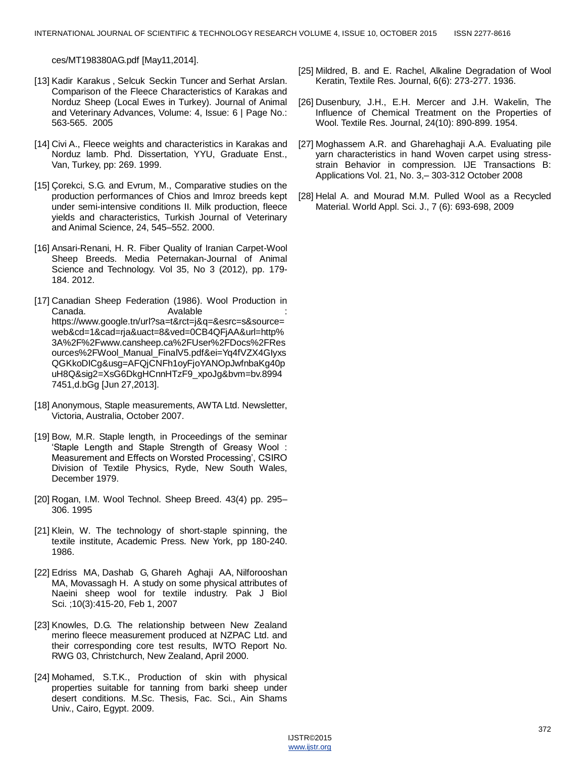ces/MT198380AG.pdf [May11,2014].

[13] Kadir Karakus , Selcuk Seckin Tuncer and Serhat Arslan. Comparison of the Fleece Characteristics of Karakas and Norduz Sheep (Local Ewes in Turkey). Journal of Animal and Veterinary Advances, Volume: 4, Issue: 6 | Page No.: 563-565. 2005

[14] Civi A., Fleece weights and characteristics in Karakas and Norduz lamb. Phd. Dissertation, YYU, Graduate Enst., Van, Turkey, pp: 269. 1999.

[15] Çorekci, S.G. and Evrum, M., Comparative studies on the production performances of Chios and Imroz breeds kept under semi-intensive conditions II. Milk production, fleece yields and characteristics, Turkish Journal of Veterinary and Animal Science, 24, 545–552. 2000.

[16] Ansari-Renani, H. R. Fiber Quality of Iranian Carpet-Wool Sheep Breeds. Media Peternakan-Journal of Animal Science and Technology. Vol 35, No 3 (2012), pp. 179-184. 2012.

[17] Canadian Sheep Federation (1986). Wool Production in Canada. Avalable : https://www.google.tn/url?sa=t&rct=j&q=&esrc=s&source=web&cd=1&cad=rja&uact=8&ved=0CB4QFjAA&url=http%3A%2F%2Fwww.cansheep.ca%2FUser%2FDocs%2FResources%2FWool_Manual_FinalV5.pdf&ei=Yq4fVZX4GIyxsQGKkoDICg&usg=AFQjCNFh1oyFjoYANOpJwfnbaKg40puH8Q&sig2=XsG6DkgHCnnHTzF9_xpoJg&bvm=bv.89947451,d.bGg [Jun 27,2013].

[18] Anonymous, Staple measurements, AWTA Ltd. Newsletter, Victoria, Australia, October 2007.

[19] Bow, M.R. Staple length, in Proceedings of the seminar 'Staple Length and Staple Strength of Greasy Wool : Measurement and Effects on Worsted Processing', CSIRO Division of Textile Physics, Ryde, New South Wales, December 1979.

[20] Rogan, I.M. Wool Technol. Sheep Breed. 43(4) pp. 295–306. 1995

[21] Klein, W. The technology of short-staple spinning, the textile institute, Academic Press. New York, pp 180-240. 1986.

[22] Edriss MA, Dashab G, Ghareh Aghaji AA, Nilforooshan MA, Movassagh H. A study on some physical attributes of Naeini sheep wool for textile industry. Pak J Biol Sci. ;10(3):415-20, Feb 1, 2007

[23] Knowles, D.G. The relationship between New Zealand merino fleece measurement produced at NZPAC Ltd. and their corresponding core test results, IWTO Report No. RWG 03, Christchurch, New Zealand, April 2000.

[24] Mohamed, S.T.K., Production of skin with physical properties suitable for tanning from barki sheep under desert conditions. M.Sc. Thesis, Fac. Sci., Ain Shams Univ., Cairo, Egypt. 2009.

[25] Mildred, B. and E. Rachel, Alkaline Degradation of Wool Keratin, Textile Res. Journal, 6(6): 273-277. 1936.

[26] Dusenbury, J.H., E.H. Mercer and J.H. Wakelin, The Influence of Chemical Treatment on the Properties of Wool. Textile Res. Journal, 24(10): 890-899. 1954.

[27] Moghassem A.R. and Gharehaghaji A.A. Evaluating pile yarn characteristics in hand Woven carpet using stress-strain Behavior in compression. IJE Transactions B: Applications Vol. 21, No. 3,– 303-312 October 2008

[28] Helal A. and Mourad M.M. Pulled Wool as a Recycled Material. World Appl. Sci. J., 7 (6): 693-698, 2009